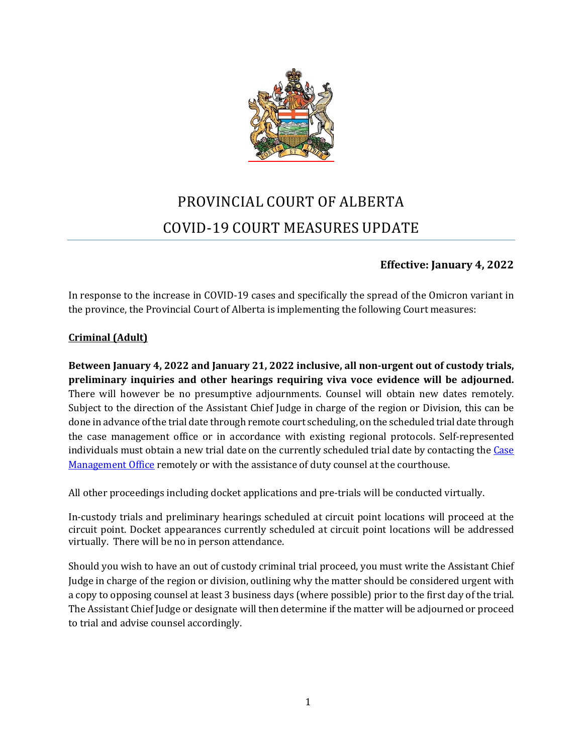# PROVINCIAL COURT OF ALBERTA

# COVID-19 COURT MEASURES UPDATE

**Effective: January 4, 2022**

In response to the increase in COVID-19 cases and specifically the spread of the Omicron variant in the province, the Provincial Court of Alberta is implementing the following Court measures:

## Criminal (Adult)

**Between January 4, 2022 and January 21, 2022 inclusive, all non-urgent out of custody trials, preliminary inquiries and other hearings requiring viva voce evidence will be adjourned.** There will however be no presumptive adjournments. Counsel will obtain new dates remotely. Subject to the direction of the Assistant Chief Judge in charge of the region or Division, this can be done in advance of the trial date through remote court scheduling, on the scheduled trial date through the case management office or in accordance with existing regional protocols. Self-represented individuals must obtain a new trial date on the currently scheduled trial date by contacting the Case Management Office remotely or with the assistance of duty counsel at the courthouse.

All other proceedings including docket applications and pre-trials will be conducted virtually.

In-custody trials and preliminary hearings scheduled at circuit point locations will proceed at the circuit point. Docket appearances currently scheduled at circuit point locations will be addressed virtually. There will be no in person attendance.

Should you wish to have an out of custody criminal trial proceed, you must write the Assistant Chief Judge in charge of the region or division, outlining why the matter should be considered urgent with a copy to opposing counsel at least 3 business days (where possible) prior to the first day of the trial. The Assistant Chief Judge or designate will then determine if the matter will be adjourned or proceed to trial and advise counsel accordingly.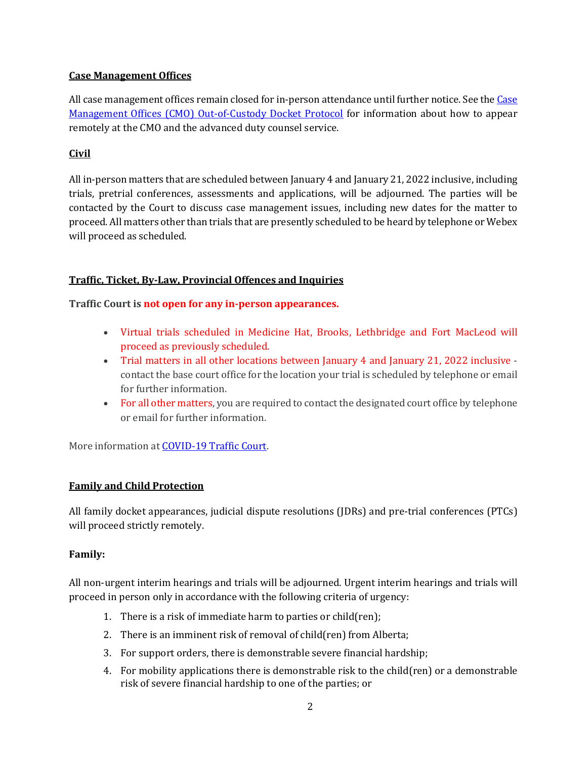**Case Management Offices**

All case management offices remain closed for in-person attendance until further notice. See the [Case Management Offices (CMO) Out-of-Custody Docket Protocol]() for information about how to appear remotely at the CMO and the advanced duty counsel service.

**Civil**

All in-person matters that are scheduled between January 4 and January 21, 2022 inclusive, including trials, pretrial conferences, assessments and applications, will be adjourned. The parties will be contacted by the Court to discuss case management issues, including new dates for the matter to proceed. All matters other than trials that are presently scheduled to be heard by telephone or Webex will proceed as scheduled.

**Traffic, Ticket, By-Law, Provincial Offences and Inquiries**

**Traffic Court is not open for any in-person appearances.**

- Virtual trials scheduled in Medicine Hat, Brooks, Lethbridge and Fort MacLeod will proceed as previously scheduled.
- Trial matters in all other locations between January 4 and January 21, 2022 inclusive - contact the base court office for the location your trial is scheduled by telephone or email for further information.
- For all other matters, you are required to contact the designated court office by telephone or email for further information.

More information at [COVID-19 Traffic Court]().

**Family and Child Protection**

All family docket appearances, judicial dispute resolutions (JDRs) and pre-trial conferences (PTCs) will proceed strictly remotely.

**Family:**

All non-urgent interim hearings and trials will be adjourned. Urgent interim hearings and trials will proceed in person only in accordance with the following criteria of urgency:

1. There is a risk of immediate harm to parties or child(ren);
2. There is an imminent risk of removal of child(ren) from Alberta;
3. For support orders, there is demonstrable severe financial hardship;
4. For mobility applications there is demonstrable risk to the child(ren) or a demonstrable risk of severe financial hardship to one of the parties; or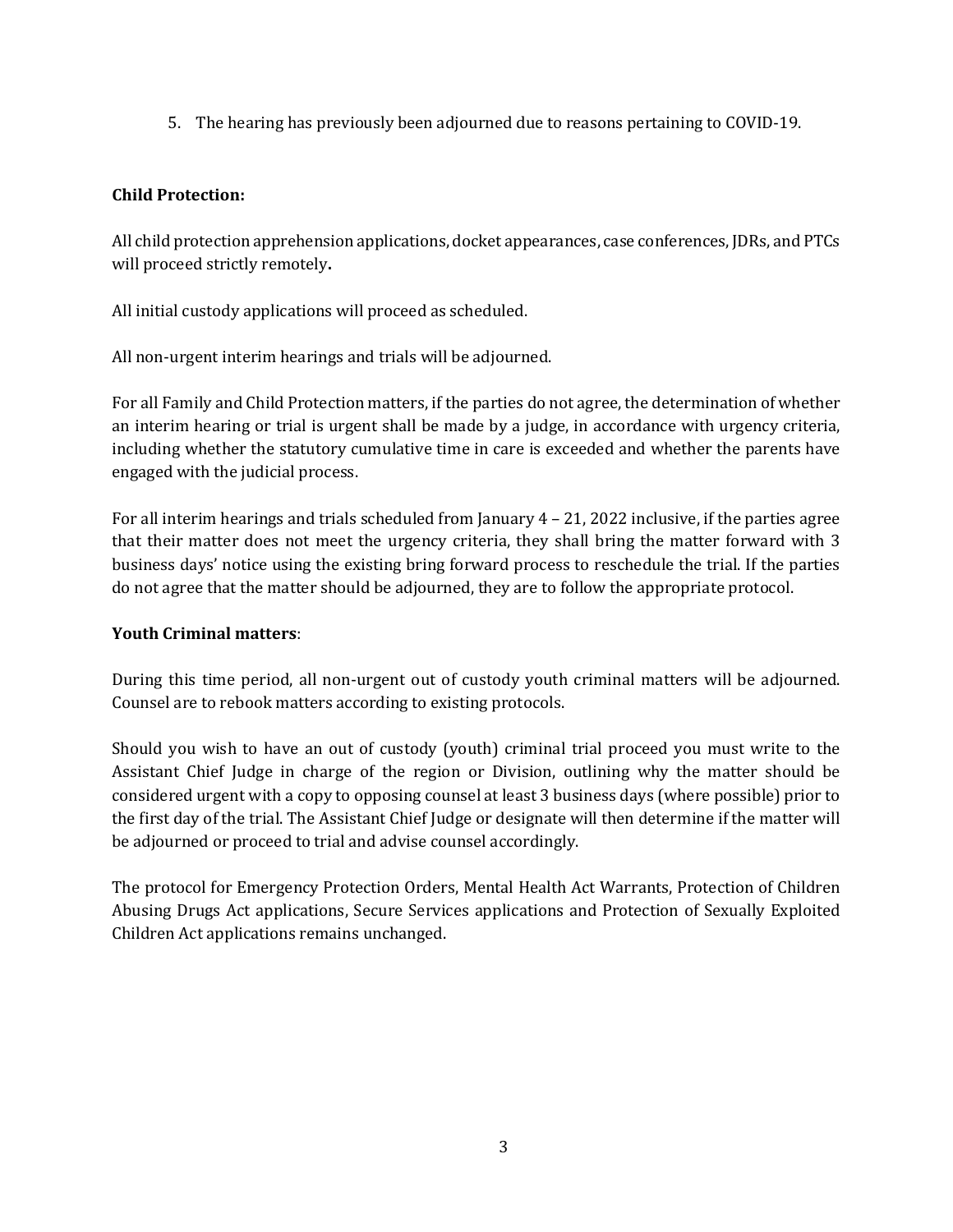5. The hearing has previously been adjourned due to reasons pertaining to COVID-19.

**Child Protection:**

All child protection apprehension applications, docket appearances, case conferences, JDRs, and PTCs will proceed strictly remotely**.**

All initial custody applications will proceed as scheduled.

All non-urgent interim hearings and trials will be adjourned.

For all Family and Child Protection matters, if the parties do not agree, the determination of whether an interim hearing or trial is urgent shall be made by a judge, in accordance with urgency criteria, including whether the statutory cumulative time in care is exceeded and whether the parents have engaged with the judicial process.

For all interim hearings and trials scheduled from January 4 – 21, 2022 inclusive, if the parties agree that their matter does not meet the urgency criteria, they shall bring the matter forward with 3 business days' notice using the existing bring forward process to reschedule the trial. If the parties do not agree that the matter should be adjourned, they are to follow the appropriate protocol.

**Youth Criminal matters**:

During this time period, all non-urgent out of custody youth criminal matters will be adjourned. Counsel are to rebook matters according to existing protocols.

Should you wish to have an out of custody (youth) criminal trial proceed you must write to the Assistant Chief Judge in charge of the region or Division, outlining why the matter should be considered urgent with a copy to opposing counsel at least 3 business days (where possible) prior to the first day of the trial. The Assistant Chief Judge or designate will then determine if the matter will be adjourned or proceed to trial and advise counsel accordingly.

The protocol for Emergency Protection Orders, Mental Health Act Warrants, Protection of Children Abusing Drugs Act applications, Secure Services applications and Protection of Sexually Exploited Children Act applications remains unchanged.